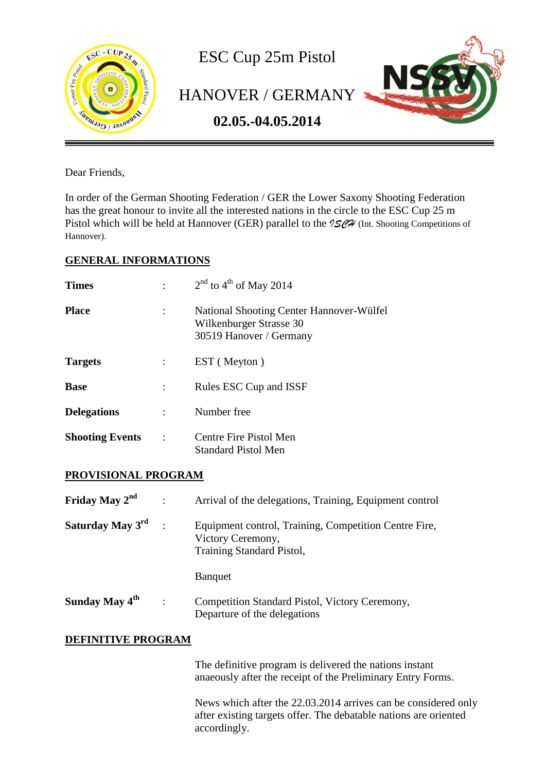# ESC Cup 25m Pistol

## HANOVER / GERMANY

**02.05.-04.05.2014**

---

Dear Friends,

In order of the German Shooting Federation / GER the Lower Saxony Shooting Federation has the great honour to invite all the interested nations in the circle to the ESC Cup 25 m Pistol which will be held at Hannover (GER) parallel to the *ISCH* (Int. Shooting Competitions of Hannover).

## GENERAL INFORMATIONS

| | | |
|---|---|---|
| **Times** | : | 2nd to 4th of May 2014 |
| **Place** | : | National Shooting Center Hannover-Wülfel<br>Wilkenburger Strasse 30<br>30519 Hanover / Germany |
| **Targets** | : | EST ( Meyton ) |
| **Base** | : | Rules ESC Cup and ISSF |
| **Delegations** | : | Number free |
| **Shooting Events** | : | Centre Fire Pistol Men<br>Standard Pistol Men |

## PROVISIONAL PROGRAM

| | | |
|---|---|---|
| **Friday May 2nd** | : | Arrival of the delegations, Training, Equipment control |
| **Saturday May 3rd** | : | Equipment control, Training, Competition Centre Fire,<br>Victory Ceremony,<br>Training Standard Pistol,<br><br>Banquet |
| **Sunday May 4th** | : | Competition Standard Pistol, Victory Ceremony,<br>Departure of the delegations |

## DEFINITIVE PROGRAM

The definitive program is delivered the nations instant anaeously after the receipt of the Preliminary Entry Forms.

News which after the 22.03.2014 arrives can be considered only after existing targets offer. The debatable nations are oriented accordingly.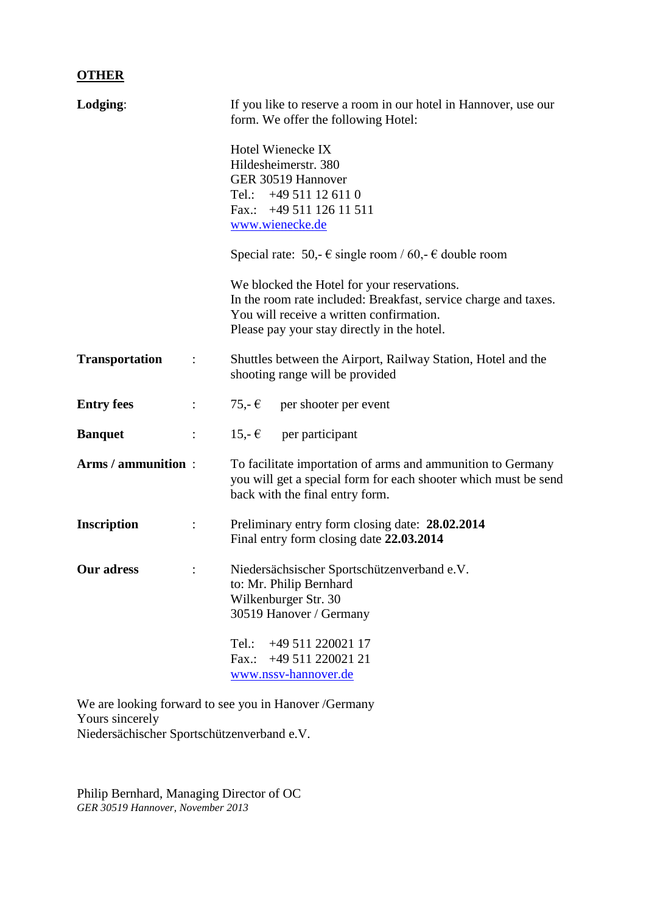**OTHER**

**Lodging**: If you like to reserve a room in our hotel in Hannover, use our form. We offer the following Hotel:

Hotel Wienecke IX
Hildesheimerstr. 380
GER 30519 Hannover
Tel.: +49 511 12 611 0
Fax.: +49 511 126 11 511
www.wienecke.de

Special rate: 50,- € single room / 60,- € double room

We blocked the Hotel for your reservations.
In the room rate included: Breakfast, service charge and taxes.
You will receive a written confirmation.
Please pay your stay directly in the hotel.

**Transportation** : Shuttles between the Airport, Railway Station, Hotel and the shooting range will be provided

**Entry fees** : 75,- € per shooter per event

**Banquet** : 15,- € per participant

**Arms / ammunition** : To facilitate importation of arms and ammunition to Germany you will get a special form for each shooter which must be send back with the final entry form.

**Inscription** : Preliminary entry form closing date: **28.02.2014**
Final entry form closing date **22.03.2014**

**Our adress** : Niedersächsischer Sportschützenverband e.V.
to: Mr. Philip Bernhard
Wilkenburger Str. 30
30519 Hanover / Germany

Tel.: +49 511 220021 17
Fax.: +49 511 220021 21
www.nssv-hannover.de

We are looking forward to see you in Hanover /Germany
Yours sincerely
Niedersächischer Sportschützenverband e.V.

Philip Bernhard, Managing Director of OC
*GER 30519 Hannover, November 2013*